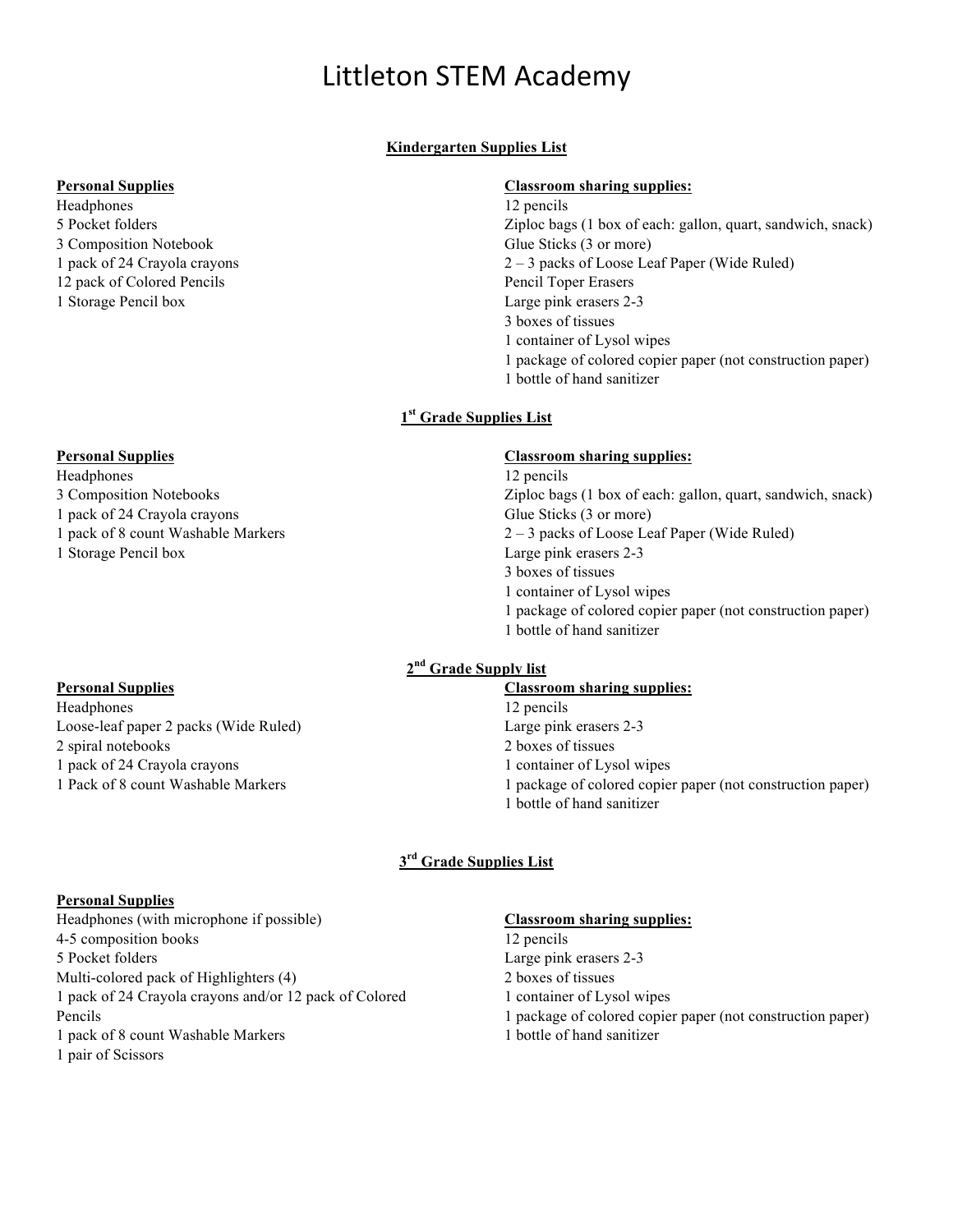# Littleton STEM Academy

## Kindergarten Supplies List

**Personal Supplies**

Headphones
5 Pocket folders
3 Composition Notebook
1 pack of 24 Crayola crayons
12 pack of Colored Pencils
1 Storage Pencil box

**Classroom sharing supplies:**

12 pencils
Ziploc bags (1 box of each: gallon, quart, sandwich, snack)
Glue Sticks (3 or more)
2 – 3 packs of Loose Leaf Paper (Wide Ruled)
Pencil Toper Erasers
Large pink erasers 2-3
3 boxes of tissues
1 container of Lysol wipes
1 package of colored copier paper (not construction paper)
1 bottle of hand sanitizer

## 1st Grade Supplies List

**Personal Supplies**

Headphones
3 Composition Notebooks
1 pack of 24 Crayola crayons
1 pack of 8 count Washable Markers
1 Storage Pencil box

**Classroom sharing supplies:**

12 pencils
Ziploc bags (1 box of each: gallon, quart, sandwich, snack)
Glue Sticks (3 or more)
2 – 3 packs of Loose Leaf Paper (Wide Ruled)
Large pink erasers 2-3
3 boxes of tissues
1 container of Lysol wipes
1 package of colored copier paper (not construction paper)
1 bottle of hand sanitizer

## 2nd Grade Supply list

**Personal Supplies**

Headphones
Loose-leaf paper 2 packs (Wide Ruled)
2 spiral notebooks
1 pack of 24 Crayola crayons
1 Pack of 8 count Washable Markers

**Classroom sharing supplies:**

12 pencils
Large pink erasers 2-3
2 boxes of tissues
1 container of Lysol wipes
1 package of colored copier paper (not construction paper)
1 bottle of hand sanitizer

## 3rd Grade Supplies List

**Personal Supplies**

Headphones (with microphone if possible)
4-5 composition books
5 Pocket folders
Multi-colored pack of Highlighters (4)
1 pack of 24 Crayola crayons and/or 12 pack of Colored Pencils
1 pack of 8 count Washable Markers
1 pair of Scissors

**Classroom sharing supplies:**

12 pencils
Large pink erasers 2-3
2 boxes of tissues
1 container of Lysol wipes
1 package of colored copier paper (not construction paper)
1 bottle of hand sanitizer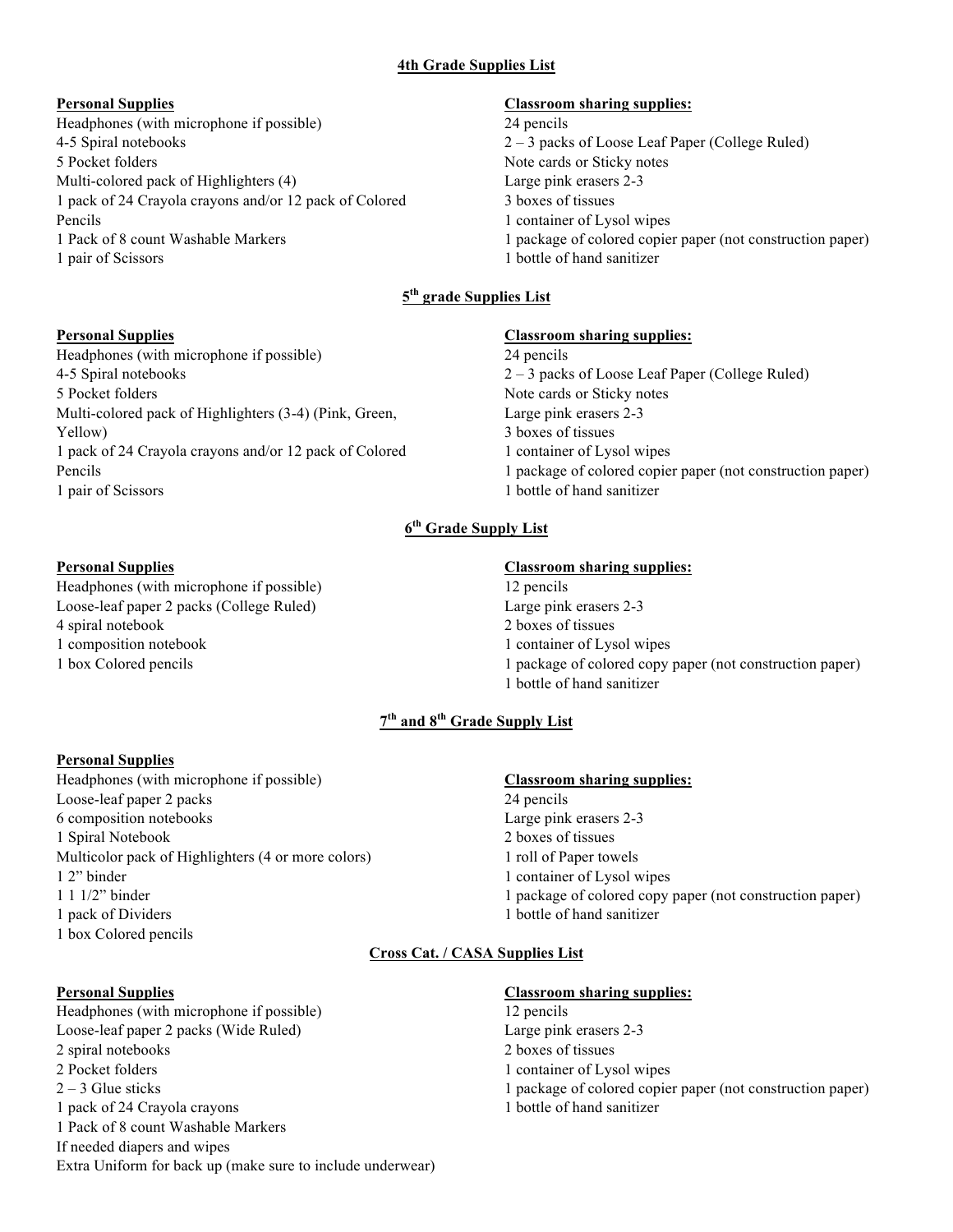## 4th Grade Supplies List

**Personal Supplies**

Headphones (with microphone if possible)
4-5 Spiral notebooks
5 Pocket folders
Multi-colored pack of Highlighters (4)
1 pack of 24 Crayola crayons and/or 12 pack of Colored Pencils
1 Pack of 8 count Washable Markers
1 pair of Scissors

**Classroom sharing supplies:**

24 pencils
2 – 3 packs of Loose Leaf Paper (College Ruled)
Note cards or Sticky notes
Large pink erasers 2-3
3 boxes of tissues
1 container of Lysol wipes
1 package of colored copier paper (not construction paper)
1 bottle of hand sanitizer

## 5th grade Supplies List

**Personal Supplies**

Headphones (with microphone if possible)
4-5 Spiral notebooks
5 Pocket folders
Multi-colored pack of Highlighters (3-4) (Pink, Green, Yellow)
1 pack of 24 Crayola crayons and/or 12 pack of Colored Pencils
1 pair of Scissors

**Classroom sharing supplies:**

24 pencils
2 – 3 packs of Loose Leaf Paper (College Ruled)
Note cards or Sticky notes
Large pink erasers 2-3
3 boxes of tissues
1 container of Lysol wipes
1 package of colored copier paper (not construction paper)
1 bottle of hand sanitizer

## 6th Grade Supply List

**Personal Supplies**

Headphones (with microphone if possible)
Loose-leaf paper 2 packs (College Ruled)
4 spiral notebook
1 composition notebook
1 box Colored pencils

**Classroom sharing supplies:**

12 pencils
Large pink erasers 2-3
2 boxes of tissues
1 container of Lysol wipes
1 package of colored copy paper (not construction paper)
1 bottle of hand sanitizer

## 7th and 8th Grade Supply List

**Personal Supplies**

Headphones (with microphone if possible)
Loose-leaf paper 2 packs
6 composition notebooks
1 Spiral Notebook
Multicolor pack of Highlighters (4 or more colors)
1 2" binder
1 1 1/2" binder
1 pack of Dividers
1 box Colored pencils

**Classroom sharing supplies:**

24 pencils
Large pink erasers 2-3
2 boxes of tissues
1 roll of Paper towels
1 container of Lysol wipes
1 package of colored copy paper (not construction paper)
1 bottle of hand sanitizer

## Cross Cat. / CASA Supplies List

**Personal Supplies**

Headphones (with microphone if possible)
Loose-leaf paper 2 packs (Wide Ruled)
2 spiral notebooks
2 Pocket folders
2 – 3 Glue sticks
1 pack of 24 Crayola crayons
1 Pack of 8 count Washable Markers
If needed diapers and wipes
Extra Uniform for back up (make sure to include underwear)

**Classroom sharing supplies:**

12 pencils
Large pink erasers 2-3
2 boxes of tissues
1 container of Lysol wipes
1 package of colored copier paper (not construction paper)
1 bottle of hand sanitizer